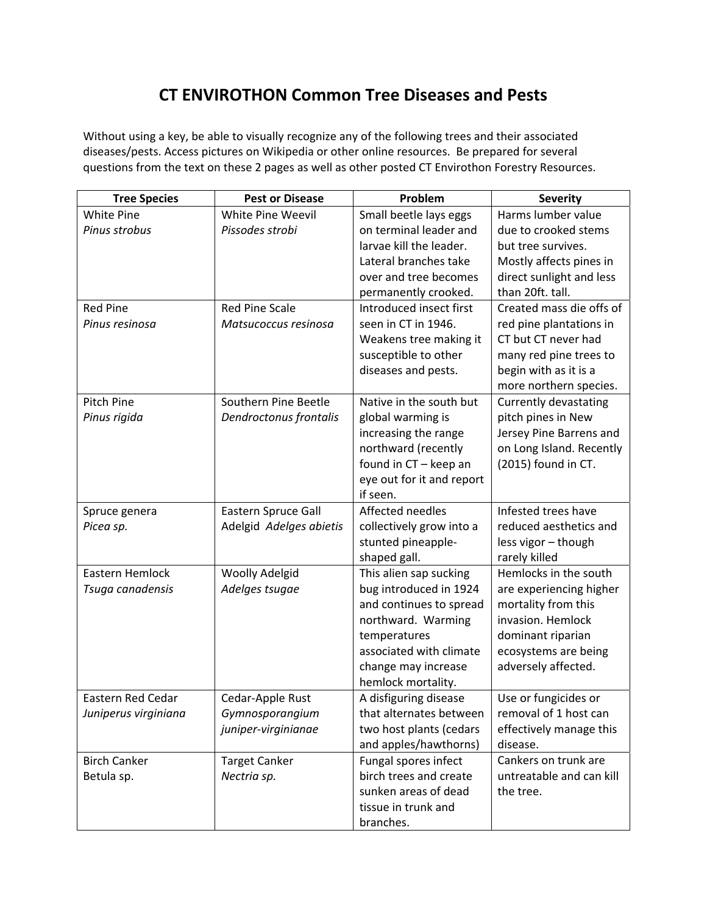# CT ENVIROTHON Common Tree Diseases and Pests

Without using a key, be able to visually recognize any of the following trees and their associated diseases/pests. Access pictures on Wikipedia or other online resources. Be prepared for several questions from the text on these 2 pages as well as other posted CT Envirothon Forestry Resources.

| Tree Species | Pest or Disease | Problem | Severity |
|---|---|---|---|
| White Pine *Pinus strobus* | White Pine Weevil *Pissodes strobi* | Small beetle lays eggs on terminal leader and larvae kill the leader. Lateral branches take over and tree becomes permanently crooked. | Harms lumber value due to crooked stems but tree survives. Mostly affects pines in direct sunlight and less than 20ft. tall. |
| Red Pine *Pinus resinosa* | Red Pine Scale *Matsucoccus resinosa* | Introduced insect first seen in CT in 1946. Weakens tree making it susceptible to other diseases and pests. | Created mass die offs of red pine plantations in CT but CT never had many red pine trees to begin with as it is a more northern species. |
| Pitch Pine *Pinus rigida* | Southern Pine Beetle *Dendroctonus frontalis* | Native in the south but global warming is increasing the range northward (recently found in CT – keep an eye out for it and report if seen. | Currently devastating pitch pines in New Jersey Pine Barrens and on Long Island. Recently (2015) found in CT. |
| Spruce genera *Picea sp.* | Eastern Spruce Gall Adelgid *Adelges abietis* | Affected needles collectively grow into a stunted pineapple-shaped gall. | Infested trees have reduced aesthetics and less vigor – though rarely killed |
| Eastern Hemlock *Tsuga canadensis* | Woolly Adelgid *Adelges tsugae* | This alien sap sucking bug introduced in 1924 and continues to spread northward. Warming temperatures associated with climate change may increase hemlock mortality. | Hemlocks in the south are experiencing higher mortality from this invasion. Hemlock dominant riparian ecosystems are being adversely affected. |
| Eastern Red Cedar *Juniperus virginiana* | Cedar-Apple Rust *Gymnosporangium juniper-virginianae* | A disfiguring disease that alternates between two host plants (cedars and apples/hawthorns) | Use or fungicides or removal of 1 host can effectively manage this disease. |
| Birch Canker Betula sp. | Target Canker *Nectria sp.* | Fungal spores infect birch trees and create sunken areas of dead tissue in trunk and branches. | Cankers on trunk are untreatable and can kill the tree. |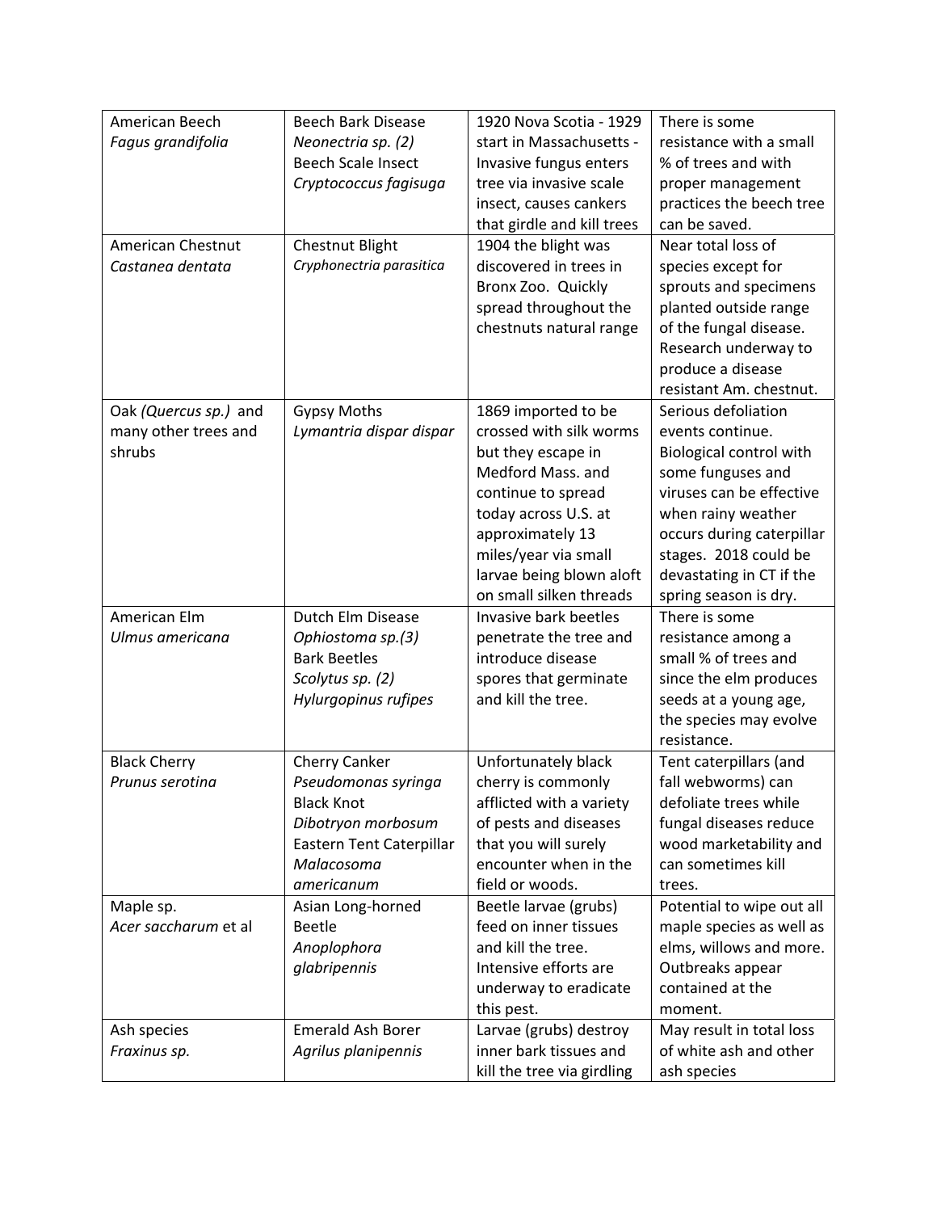| | | | |
|---|---|---|---|
| American Beech *Fagus grandifolia* | Beech Bark Disease *Neonectria sp. (2)* Beech Scale Insect *Cryptococcus fagisuga* | 1920 Nova Scotia - 1929 start in Massachusetts - Invasive fungus enters tree via invasive scale insect, causes cankers that girdle and kill trees | There is some resistance with a small % of trees and with proper management practices the beech tree can be saved. |
| American Chestnut *Castanea dentata* | Chestnut Blight *Cryphonectria parasitica* | 1904 the blight was discovered in trees in Bronx Zoo. Quickly spread throughout the chestnuts natural range | Near total loss of species except for sprouts and specimens planted outside range of the fungal disease. Research underway to produce a disease resistant Am. chestnut. |
| Oak *(Quercus sp.)* and many other trees and shrubs | Gypsy Moths *Lymantria dispar dispar* | 1869 imported to be crossed with silk worms but they escape in Medford Mass. and continue to spread today across U.S. at approximately 13 miles/year via small larvae being blown aloft on small silken threads | Serious defoliation events continue. Biological control with some funguses and viruses can be effective when rainy weather occurs during caterpillar stages. 2018 could be devastating in CT if the spring season is dry. |
| American Elm *Ulmus americana* | Dutch Elm Disease *Ophiostoma sp.(3)* Bark Beetles *Scolytus sp. (2)* *Hylurgopinus rufipes* | Invasive bark beetles penetrate the tree and introduce disease spores that germinate and kill the tree. | There is some resistance among a small % of trees and since the elm produces seeds at a young age, the species may evolve resistance. |
| Black Cherry *Prunus serotina* | Cherry Canker *Pseudomonas syringa* Black Knot *Dibotryon morbosum* Eastern Tent Caterpillar *Malacosoma americanum* | Unfortunately black cherry is commonly afflicted with a variety of pests and diseases that you will surely encounter when in the field or woods. | Tent caterpillars (and fall webworms) can defoliate trees while fungal diseases reduce wood marketability and can sometimes kill trees. |
| Maple sp. *Acer saccharum* et al | Asian Long-horned Beetle *Anoplophora glabripennis* | Beetle larvae (grubs) feed on inner tissues and kill the tree. Intensive efforts are underway to eradicate this pest. | Potential to wipe out all maple species as well as elms, willows and more. Outbreaks appear contained at the moment. |
| Ash species *Fraxinus sp.* | Emerald Ash Borer *Agrilus planipennis* | Larvae (grubs) destroy inner bark tissues and kill the tree via girdling | May result in total loss of white ash and other ash species |